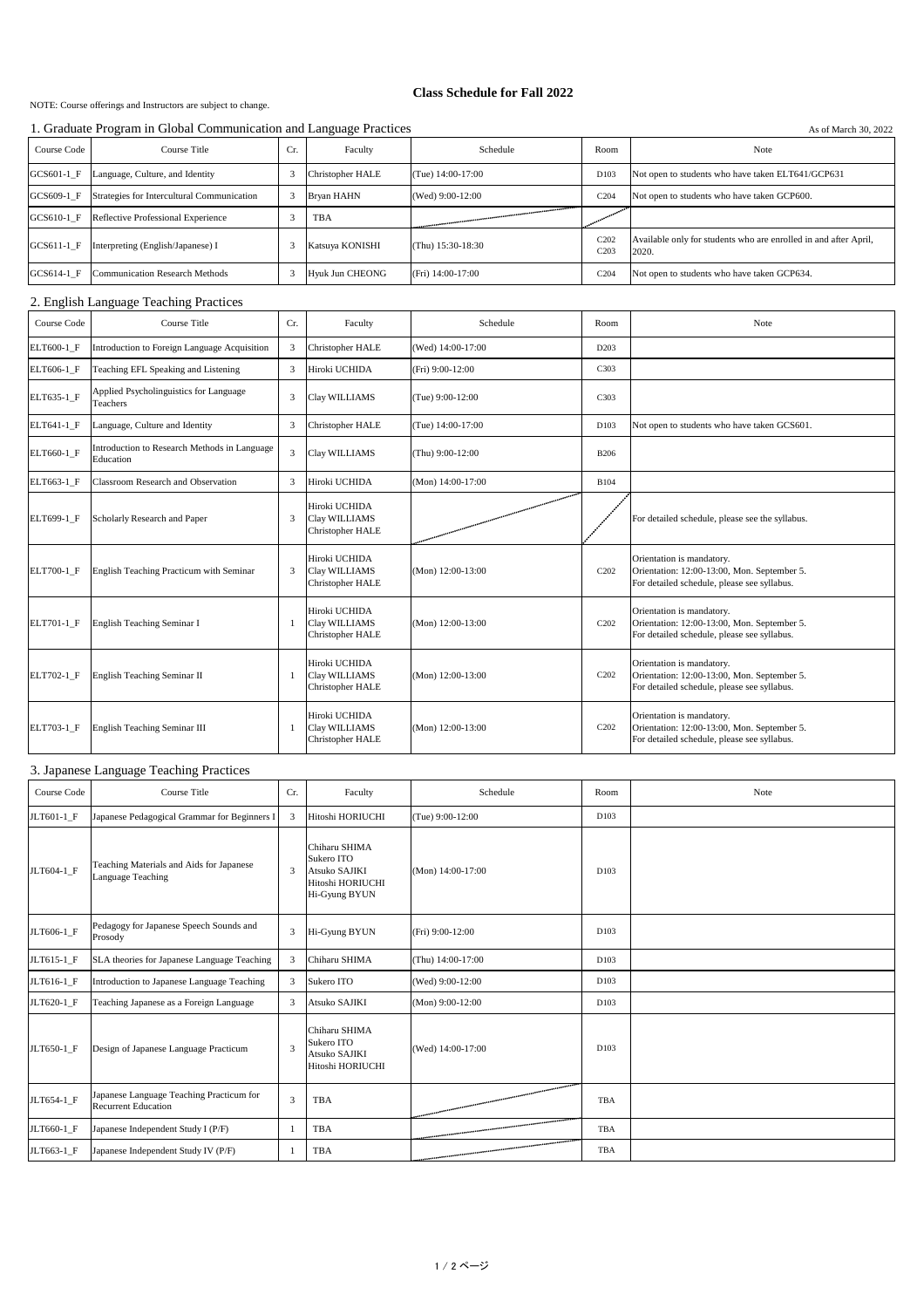# Class Schedule for Fall 2022

NOTE: Course offerings and Instructors are subject to change.

## 1. Graduate Program in Global Communication and Language Practices

As of March 30, 2022

| Course Code | Course Title | Cr. | Faculty | Schedule | Room | Note |
|---|---|---|---|---|---|---|
| GCS601-1_F | Language, Culture, and Identity | 3 | Christopher HALE | (Tue) 14:00-17:00 | D103 | Not open to students who have taken ELT641/GCP631 |
| GCS609-1_F | Strategies for Intercultural Communication | 3 | Bryan HAHN | (Wed) 9:00-12:00 | C204 | Not open to students who have taken GCP600. |
| GCS610-1_F | Reflective Professional Experience | 3 | TBA | | | |
| GCS611-1_F | Interpreting (English/Japanese) I | 3 | Katsuya KONISHI | (Thu) 15:30-18:30 | C202 C203 | Available only for students who are enrolled in and after April, 2020. |
| GCS614-1_F | Communication Research Methods | 3 | Hyuk Jun CHEONG | (Fri) 14:00-17:00 | C204 | Not open to students who have taken GCP634. |

## 2. English Language Teaching Practices

| Course Code | Course Title | Cr. | Faculty | Schedule | Room | Note |
|---|---|---|---|---|---|---|
| ELT600-1_F | Introduction to Foreign Language Acquisition | 3 | Christopher HALE | (Wed) 14:00-17:00 | D203 | |
| ELT606-1_F | Teaching EFL Speaking and Listening | 3 | Hiroki UCHIDA | (Fri) 9:00-12:00 | C303 | |
| ELT635-1_F | Applied Psycholinguistics for Language Teachers | 3 | Clay WILLIAMS | (Tue) 9:00-12:00 | C303 | |
| ELT641-1_F | Language, Culture and Identity | 3 | Christopher HALE | (Tue) 14:00-17:00 | D103 | Not open to students who have taken GCS601. |
| ELT660-1_F | Introduction to Research Methods in Language Education | 3 | Clay WILLIAMS | (Thu) 9:00-12:00 | B206 | |
| ELT663-1_F | Classroom Research and Observation | 3 | Hiroki UCHIDA | (Mon) 14:00-17:00 | B104 | |
| ELT699-1_F | Scholarly Research and Paper | 3 | Hiroki UCHIDA<br>Clay WILLIAMS<br>Christopher HALE | | | For detailed schedule, please see the syllabus. |
| ELT700-1_F | English Teaching Practicum with Seminar | 3 | Hiroki UCHIDA<br>Clay WILLIAMS<br>Christopher HALE | (Mon) 12:00-13:00 | C202 | Orientation is mandatory.<br>Orientation: 12:00-13:00, Mon. September 5.<br>For detailed schedule, please see syllabus. |
| ELT701-1_F | English Teaching Seminar I | 1 | Hiroki UCHIDA<br>Clay WILLIAMS<br>Christopher HALE | (Mon) 12:00-13:00 | C202 | Orientation is mandatory.<br>Orientation: 12:00-13:00, Mon. September 5.<br>For detailed schedule, please see syllabus. |
| ELT702-1_F | English Teaching Seminar II | 1 | Hiroki UCHIDA<br>Clay WILLIAMS<br>Christopher HALE | (Mon) 12:00-13:00 | C202 | Orientation is mandatory.<br>Orientation: 12:00-13:00, Mon. September 5.<br>For detailed schedule, please see syllabus. |
| ELT703-1_F | English Teaching Seminar III | 1 | Hiroki UCHIDA<br>Clay WILLIAMS<br>Christopher HALE | (Mon) 12:00-13:00 | C202 | Orientation is mandatory.<br>Orientation: 12:00-13:00, Mon. September 5.<br>For detailed schedule, please see syllabus. |

## 3. Japanese Language Teaching Practices

| Course Code | Course Title | Cr. | Faculty | Schedule | Room | Note |
|---|---|---|---|---|---|---|
| JLT601-1_F | Japanese Pedagogical Grammar for Beginners I | 3 | Hitoshi HORIUCHI | (Tue) 9:00-12:00 | D103 | |
| JLT604-1_F | Teaching Materials and Aids for Japanese Language Teaching | 3 | Chiharu SHIMA<br>Sukero ITO<br>Atsuko SAJIKI<br>Hitoshi HORIUCHI<br>Hi-Gyung BYUN | (Mon) 14:00-17:00 | D103 | |
| JLT606-1_F | Pedagogy for Japanese Speech Sounds and Prosody | 3 | Hi-Gyung BYUN | (Fri) 9:00-12:00 | D103 | |
| JLT615-1_F | SLA theories for Japanese Language Teaching | 3 | Chiharu SHIMA | (Thu) 14:00-17:00 | D103 | |
| JLT616-1_F | Introduction to Japanese Language Teaching | 3 | Sukero ITO | (Wed) 9:00-12:00 | D103 | |
| JLT620-1_F | Teaching Japanese as a Foreign Language | 3 | Atsuko SAJIKI | (Mon) 9:00-12:00 | D103 | |
| JLT650-1_F | Design of Japanese Language Practicum | 3 | Chiharu SHIMA<br>Sukero ITO<br>Atsuko SAJIKI<br>Hitoshi HORIUCHI | (Wed) 14:00-17:00 | D103 | |
| JLT654-1_F | Japanese Language Teaching Practicum for Recurrent Education | 3 | TBA | | TBA | |
| JLT660-1_F | Japanese Independent Study I (P/F) | 1 | TBA | | TBA | |
| JLT663-1_F | Japanese Independent Study IV (P/F) | 1 | TBA | | TBA | |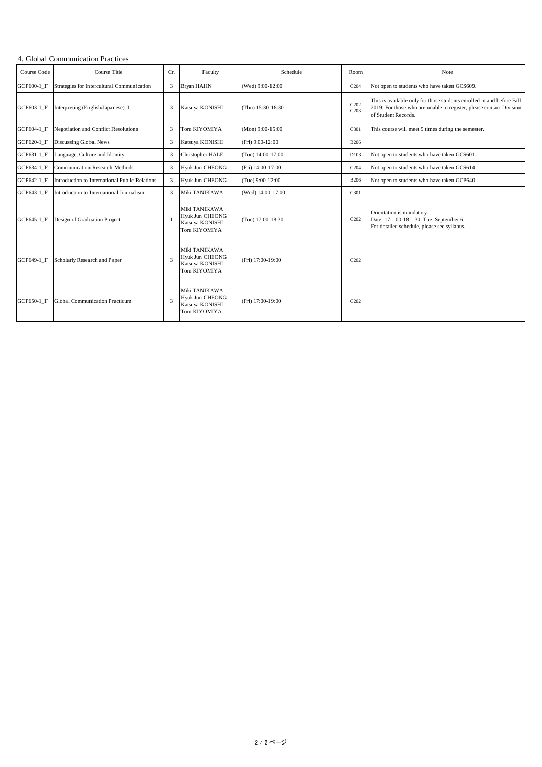4. Global Communication Practices

| Course Code | Course Title | Cr. | Faculty | Schedule | Room | Note |
|---|---|---|---|---|---|---|
| GCP600-1_F | Strategies for Intercultural Communication | 3 | Bryan HAHN | (Wed) 9:00-12:00 | C204 | Not open to students who have taken GCS609. |
| GCP603-1_F | Interpreting (English/Japanese) I | 3 | Katsuya KONISHI | (Thu) 15:30-18:30 | C202 C203 | This is available only for those students enrolled in and before Fall 2019. For those who are unable to register, please contact Division of Student Records. |
| GCP604-1_F | Negotiation and Conflict Resolutions | 3 | Toru KIYOMIYA | (Mon) 9:00-15:00 | C301 | This course will meet 9 times during the semester. |
| GCP620-1_F | Discussing Global News | 3 | Katsuya KONISHI | (Fri) 9:00-12:00 | B206 | |
| GCP631-1_F | Language, Culture and Identity | 3 | Christopher HALE | (Tue) 14:00-17:00 | D103 | Not open to students who have taken GCS601. |
| GCP634-1_F | Communication Research Methods | 3 | Hyuk Jun CHEONG | (Fri) 14:00-17:00 | C204 | Not open to students who have taken GCS614. |
| GCP642-1_F | Introduction to International Public Relations | 3 | Hyuk Jun CHEONG | (Tue) 9:00-12:00 | B206 | Not open to students who have taken GCP640. |
| GCP643-1_F | Introduction to International Journalism | 3 | Miki TANIKAWA | (Wed) 14:00-17:00 | C301 | |
| GCP645-1_F | Design of Graduation Project | 1 | Miki TANIKAWA Hyuk Jun CHEONG Katsuya KONISHI Toru KIYOMIYA | (Tue) 17:00-18:30 | C202 | Orientation is mandatory. Date: 17：00-18：30, Tue. September 6. For detailed schedule, please see syllabus. |
| GCP649-1_F | Scholarly Research and Paper | 3 | Miki TANIKAWA Hyuk Jun CHEONG Katsuya KONISHI Toru KIYOMIYA | (Fri) 17:00-19:00 | C202 | |
| GCP650-1_F | Global Communication Practicum | 3 | Miki TANIKAWA Hyuk Jun CHEONG Katsuya KONISHI Toru KIYOMIYA | (Fri) 17:00-19:00 | C202 | |